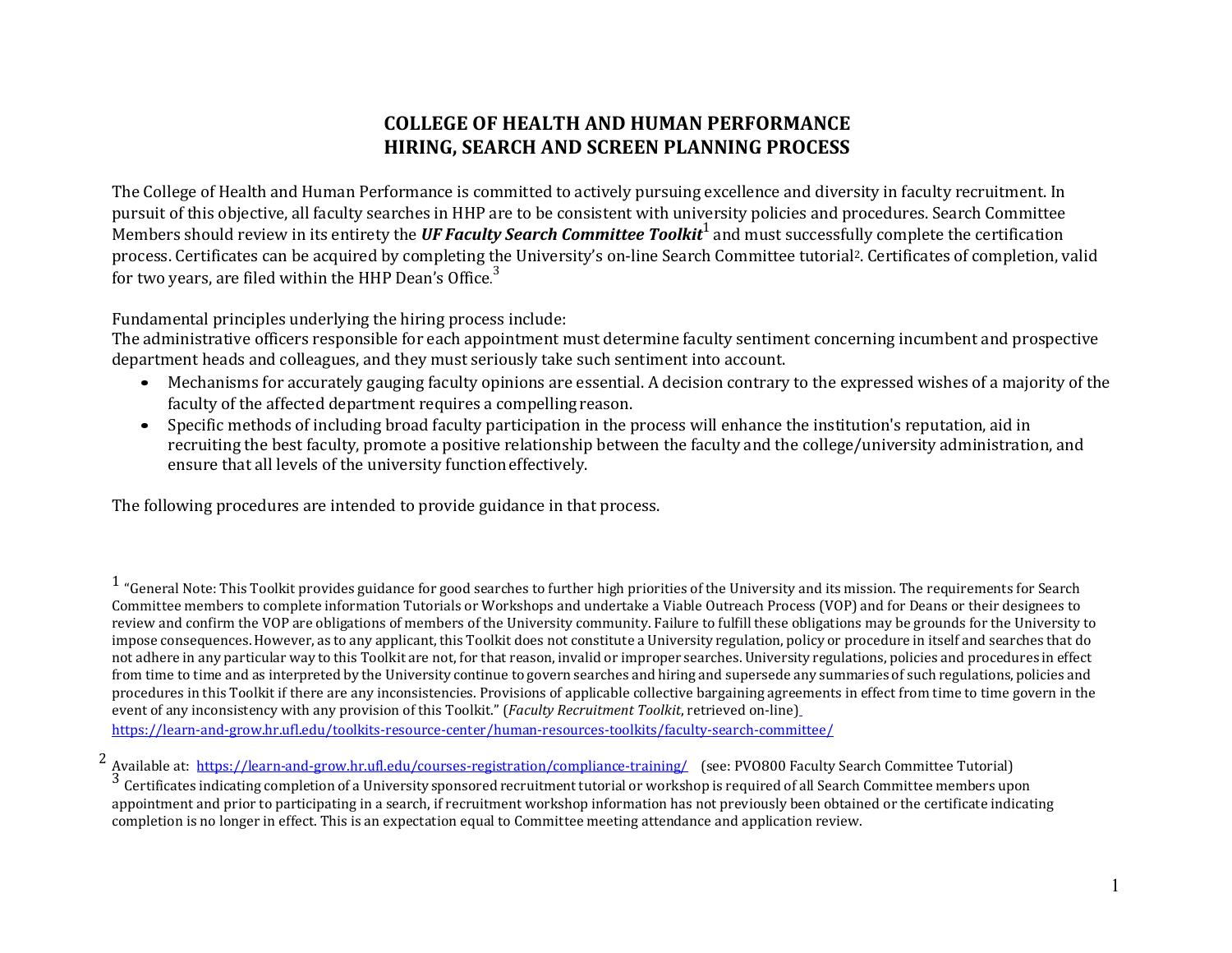# COLLEGE OF HEALTH AND HUMAN PERFORMANCE
# HIRING, SEARCH AND SCREEN PLANNING PROCESS

The College of Health and Human Performance is committed to actively pursuing excellence and diversity in faculty recruitment. In pursuit of this objective, all faculty searches in HHP are to be consistent with university policies and procedures. Search Committee Members should review in its entirety the ***UF Faculty Search Committee Toolkit***[1] and must successfully complete the certification process. Certificates can be acquired by completing the University's on-line Search Committee tutorial[2]. Certificates of completion, valid for two years, are filed within the HHP Dean's Office.[3]

Fundamental principles underlying the hiring process include:
The administrative officers responsible for each appointment must determine faculty sentiment concerning incumbent and prospective department heads and colleagues, and they must seriously take such sentiment into account.

- Mechanisms for accurately gauging faculty opinions are essential. A decision contrary to the expressed wishes of a majority of the faculty of the affected department requires a compelling reason.
- Specific methods of including broad faculty participation in the process will enhance the institution's reputation, aid in recruiting the best faculty, promote a positive relationship between the faculty and the college/university administration, and ensure that all levels of the university function effectively.

The following procedures are intended to provide guidance in that process.

---

[1] "General Note: This Toolkit provides guidance for good searches to further high priorities of the University and its mission. The requirements for Search Committee members to complete information Tutorials or Workshops and undertake a Viable Outreach Process (VOP) and for Deans or their designees to review and confirm the VOP are obligations of members of the University community. Failure to fulfill these obligations may be grounds for the University to impose consequences. However, as to any applicant, this Toolkit does not constitute a University regulation, policy or procedure in itself and searches that do not adhere in any particular way to this Toolkit are not, for that reason, invalid or improper searches. University regulations, policies and procedures in effect from time to time and as interpreted by the University continue to govern searches and hiring and supersede any summaries of such regulations, policies and procedures in this Toolkit if there are any inconsistencies. Provisions of applicable collective bargaining agreements in effect from time to time govern in the event of any inconsistency with any provision of this Toolkit." (*Faculty Recruitment Toolkit*, retrieved on-line) https://learn-and-grow.hr.ufl.edu/toolkits-resource-center/human-resources-toolkits/faculty-search-committee/

[2] Available at: https://learn-and-grow.hr.ufl.edu/courses-registration/compliance-training/ (see: PVO800 Faculty Search Committee Tutorial)

[3] Certificates indicating completion of a University sponsored recruitment tutorial or workshop is required of all Search Committee members upon appointment and prior to participating in a search, if recruitment workshop information has not previously been obtained or the certificate indicating completion is no longer in effect. This is an expectation equal to Committee meeting attendance and application review.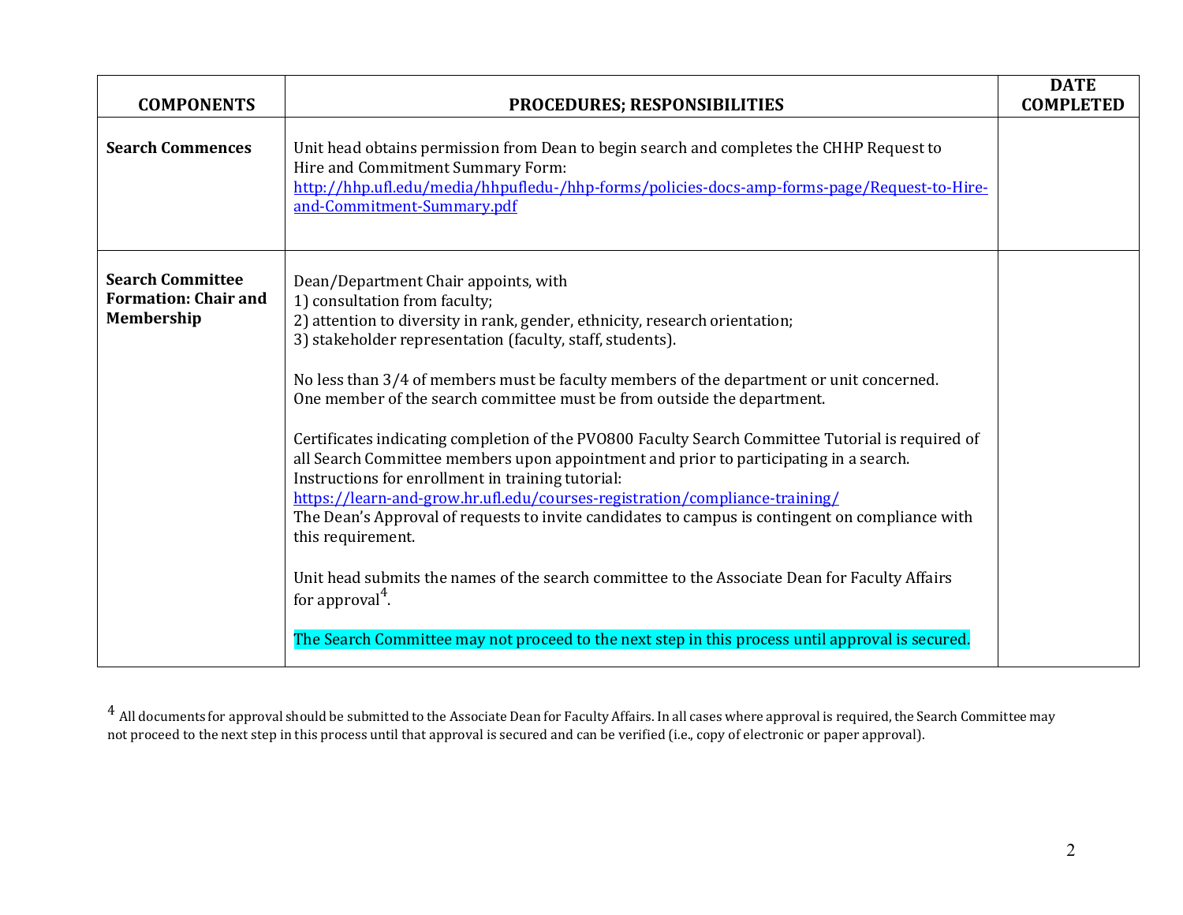| COMPONENTS | PROCEDURES; RESPONSIBILITIES | DATE COMPLETED |
|---|---|---|
| **Search Commences** | Unit head obtains permission from Dean to begin search and completes the CHHP Request to Hire and Commitment Summary Form: http://hhp.ufl.edu/media/hhpufledu-/hhp-forms/policies-docs-amp-forms-page/Request-to-Hire-and-Commitment-Summary.pdf | |
| **Search Committee Formation: Chair and Membership** | Dean/Department Chair appoints, with<br>1) consultation from faculty;<br>2) attention to diversity in rank, gender, ethnicity, research orientation;<br>3) stakeholder representation (faculty, staff, students).<br><br>No less than 3/4 of members must be faculty members of the department or unit concerned. One member of the search committee must be from outside the department.<br><br>Certificates indicating completion of the PVO800 Faculty Search Committee Tutorial is required of all Search Committee members upon appointment and prior to participating in a search. Instructions for enrollment in training tutorial: https://learn-and-grow.hr.ufl.edu/courses-registration/compliance-training/<br>The Dean's Approval of requests to invite candidates to campus is contingent on compliance with this requirement.<br><br>Unit head submits the names of the search committee to the Associate Dean for Faculty Affairs for approval[4].<br><br>The Search Committee may not proceed to the next step in this process until approval is secured. | |

[4] All documents for approval should be submitted to the Associate Dean for Faculty Affairs. In all cases where approval is required, the Search Committee may not proceed to the next step in this process until that approval is secured and can be verified (i.e., copy of electronic or paper approval).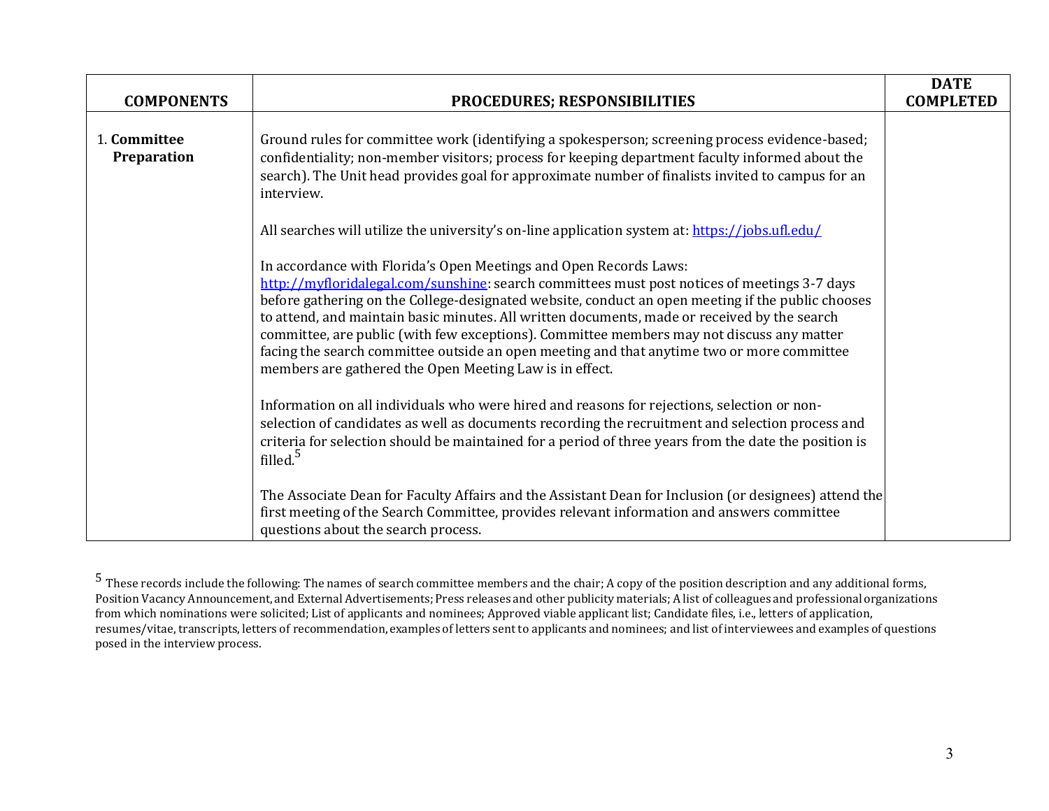| COMPONENTS | PROCEDURES; RESPONSIBILITIES | DATE COMPLETED |
|---|---|---|
| 1. **Committee Preparation** | Ground rules for committee work (identifying a spokesperson; screening process evidence-based; confidentiality; non-member visitors; process for keeping department faculty informed about the search). The Unit head provides goal for approximate number of finalists invited to campus for an interview.<br><br>All searches will utilize the university's on-line application system at: [https://jobs.ufl.edu/](https://jobs.ufl.edu/)<br><br>In accordance with Florida's Open Meetings and Open Records Laws: [http://myfloridalegal.com/sunshine](http://myfloridalegal.com/sunshine): search committees must post notices of meetings 3-7 days before gathering on the College-designated website, conduct an open meeting if the public chooses to attend, and maintain basic minutes. All written documents, made or received by the search committee, are public (with few exceptions). Committee members may not discuss any matter facing the search committee outside an open meeting and that anytime two or more committee members are gathered the Open Meeting Law is in effect.<br><br>Information on all individuals who were hired and reasons for rejections, selection or non-selection of candidates as well as documents recording the recruitment and selection process and criteria for selection should be maintained for a period of three years from the date the position is filled.[5]<br><br>The Associate Dean for Faculty Affairs and the Assistant Dean for Inclusion (or designees) attend the first meeting of the Search Committee, provides relevant information and answers committee questions about the search process. | |

[5] These records include the following: The names of search committee members and the chair; A copy of the position description and any additional forms, Position Vacancy Announcement, and External Advertisements; Press releases and other publicity materials; A list of colleagues and professional organizations from which nominations were solicited; List of applicants and nominees; Approved viable applicant list; Candidate files, i.e., letters of application, resumes/vitae, transcripts, letters of recommendation, examples of letters sent to applicants and nominees; and list of interviewees and examples of questions posed in the interview process.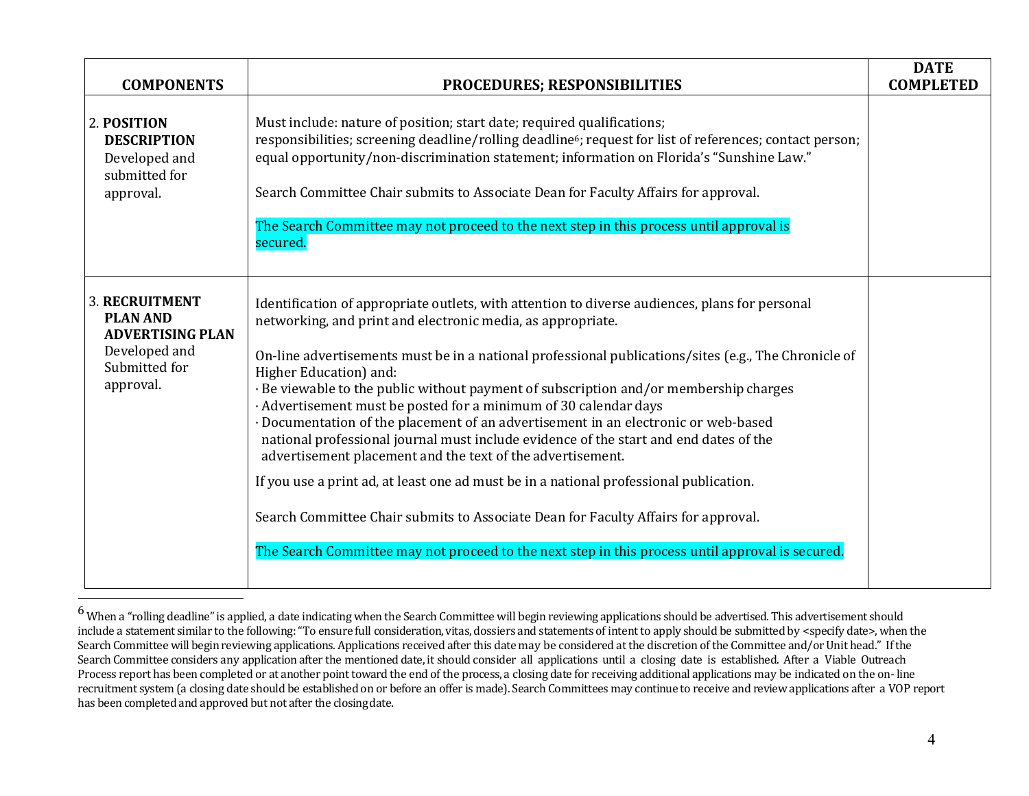| COMPONENTS | PROCEDURES; RESPONSIBILITIES | DATE COMPLETED |
|---|---|---|
| 2. **POSITION DESCRIPTION** Developed and submitted for approval. | Must include: nature of position; start date; required qualifications; responsibilities; screening deadline/rolling deadline[6]; request for list of references; contact person; equal opportunity/non-discrimination statement; information on Florida's "Sunshine Law."<br><br>Search Committee Chair submits to Associate Dean for Faculty Affairs for approval.<br><br>The Search Committee may not proceed to the next step in this process until approval is secured. | |
| 3. **RECRUITMENT PLAN AND ADVERTISING PLAN** Developed and Submitted for approval. | Identification of appropriate outlets, with attention to diverse audiences, plans for personal networking, and print and electronic media, as appropriate.<br><br>On-line advertisements must be in a national professional publications/sites (e.g., The Chronicle of Higher Education) and:<br>· Be viewable to the public without payment of subscription and/or membership charges<br>· Advertisement must be posted for a minimum of 30 calendar days<br>· Documentation of the placement of an advertisement in an electronic or web-based national professional journal must include evidence of the start and end dates of the advertisement placement and the text of the advertisement.<br><br>If you use a print ad, at least one ad must be in a national professional publication.<br><br>Search Committee Chair submits to Associate Dean for Faculty Affairs for approval.<br><br>The Search Committee may not proceed to the next step in this process until approval is secured. | |

[6] When a "rolling deadline" is applied, a date indicating when the Search Committee will begin reviewing applications should be advertised. This advertisement should include a statement similar to the following: "To ensure full consideration, vitas, dossiers and statements of intent to apply should be submitted by <specify date>, when the Search Committee will begin reviewing applications. Applications received after this date may be considered at the discretion of the Committee and/or Unit head." If the Search Committee considers any application after the mentioned date, it should consider all applications until a closing date is established. After a Viable Outreach Process report has been completed or at another point toward the end of the process, a closing date for receiving additional applications may be indicated on the on- line recruitment system (a closing date should be established on or before an offer is made). Search Committees may continue to receive and review applications after a VOP report has been completed and approved but not after the closing date.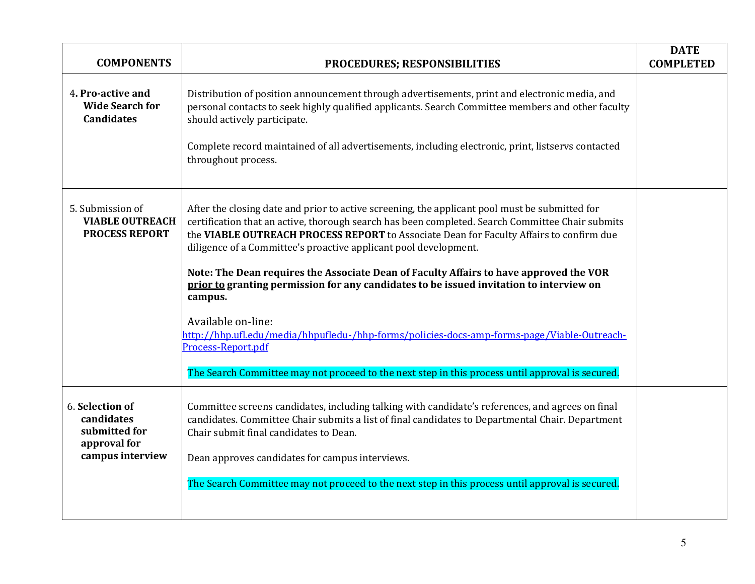| COMPONENTS | PROCEDURES; RESPONSIBILITIES | DATE COMPLETED |
|---|---|---|
| 4**. Pro-active and Wide Search for Candidates** | Distribution of position announcement through advertisements, print and electronic media, and personal contacts to seek highly qualified applicants. Search Committee members and other faculty should actively participate.<br><br>Complete record maintained of all advertisements, including electronic, print, listservs contacted throughout process. | |
| 5. Submission of **VIABLE OUTREACH PROCESS REPORT** | After the closing date and prior to active screening, the applicant pool must be submitted for certification that an active, thorough search has been completed. Search Committee Chair submits the **VIABLE OUTREACH PROCESS REPORT** to Associate Dean for Faculty Affairs to confirm due diligence of a Committee's proactive applicant pool development.<br><br>**Note: The Dean requires the Associate Dean of Faculty Affairs to have approved the VOR <u>prior to</u> granting permission for any candidates to be issued invitation to interview on campus.**<br><br>Available on-line: [http://hhp.ufl.edu/media/hhpufledu-/hhp-forms/policies-docs-amp-forms-page/Viable-Outreach-Process-Report.pdf](http://hhp.ufl.edu/media/hhpufledu-/hhp-forms/policies-docs-amp-forms-page/Viable-Outreach-Process-Report.pdf)<br><br>The Search Committee may not proceed to the next step in this process until approval is secured. | |
| 6. **Selection of candidates submitted for approval for campus interview** | Committee screens candidates, including talking with candidate's references, and agrees on final candidates. Committee Chair submits a list of final candidates to Departmental Chair. Department Chair submit final candidates to Dean.<br><br>Dean approves candidates for campus interviews.<br><br>The Search Committee may not proceed to the next step in this process until approval is secured. | |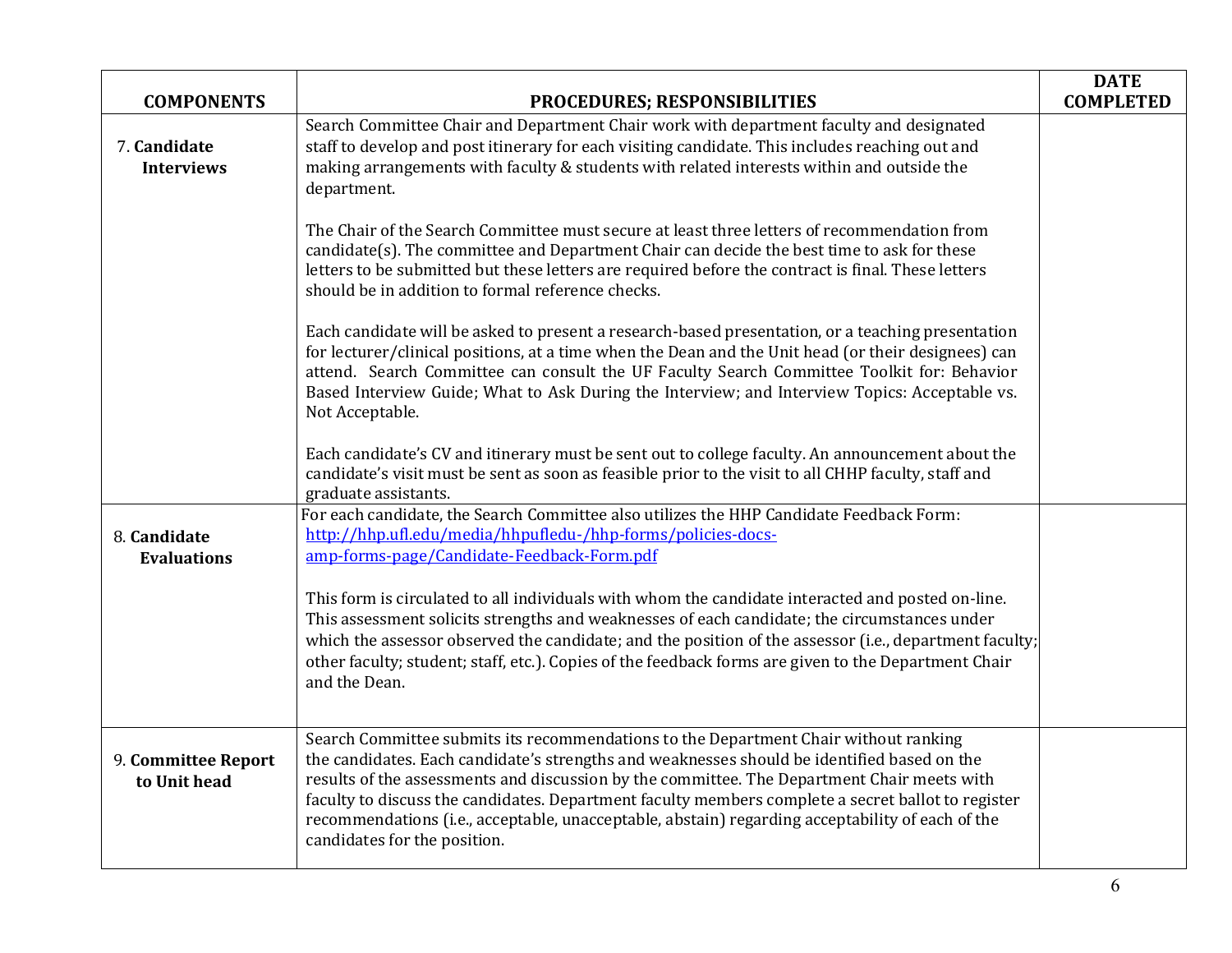| COMPONENTS | PROCEDURES; RESPONSIBILITIES | DATE COMPLETED |
|---|---|---|
| 7. **Candidate Interviews** | Search Committee Chair and Department Chair work with department faculty and designated staff to develop and post itinerary for each visiting candidate. This includes reaching out and making arrangements with faculty & students with related interests within and outside the department.<br><br>The Chair of the Search Committee must secure at least three letters of recommendation from candidate(s). The committee and Department Chair can decide the best time to ask for these letters to be submitted but these letters are required before the contract is final. These letters should be in addition to formal reference checks.<br><br>Each candidate will be asked to present a research-based presentation, or a teaching presentation for lecturer/clinical positions, at a time when the Dean and the Unit head (or their designees) can attend. Search Committee can consult the UF Faculty Search Committee Toolkit for: Behavior Based Interview Guide; What to Ask During the Interview; and Interview Topics: Acceptable vs. Not Acceptable.<br><br>Each candidate's CV and itinerary must be sent out to college faculty. An announcement about the candidate's visit must be sent as soon as feasible prior to the visit to all CHHP faculty, staff and graduate assistants. | |
| 8. **Candidate Evaluations** | For each candidate, the Search Committee also utilizes the HHP Candidate Feedback Form: [http://hhp.ufl.edu/media/hhpufledu-/hhp-forms/policies-docs-amp-forms-page/Candidate-Feedback-Form.pdf](http://hhp.ufl.edu/media/hhpufledu-/hhp-forms/policies-docs-amp-forms-page/Candidate-Feedback-Form.pdf)<br><br>This form is circulated to all individuals with whom the candidate interacted and posted on-line. This assessment solicits strengths and weaknesses of each candidate; the circumstances under which the assessor observed the candidate; and the position of the assessor (i.e., department faculty; other faculty; student; staff, etc.). Copies of the feedback forms are given to the Department Chair and the Dean. | |
| 9. **Committee Report to Unit head** | Search Committee submits its recommendations to the Department Chair without ranking the candidates. Each candidate's strengths and weaknesses should be identified based on the results of the assessments and discussion by the committee. The Department Chair meets with faculty to discuss the candidates. Department faculty members complete a secret ballot to register recommendations (i.e., acceptable, unacceptable, abstain) regarding acceptability of each of the candidates for the position. | |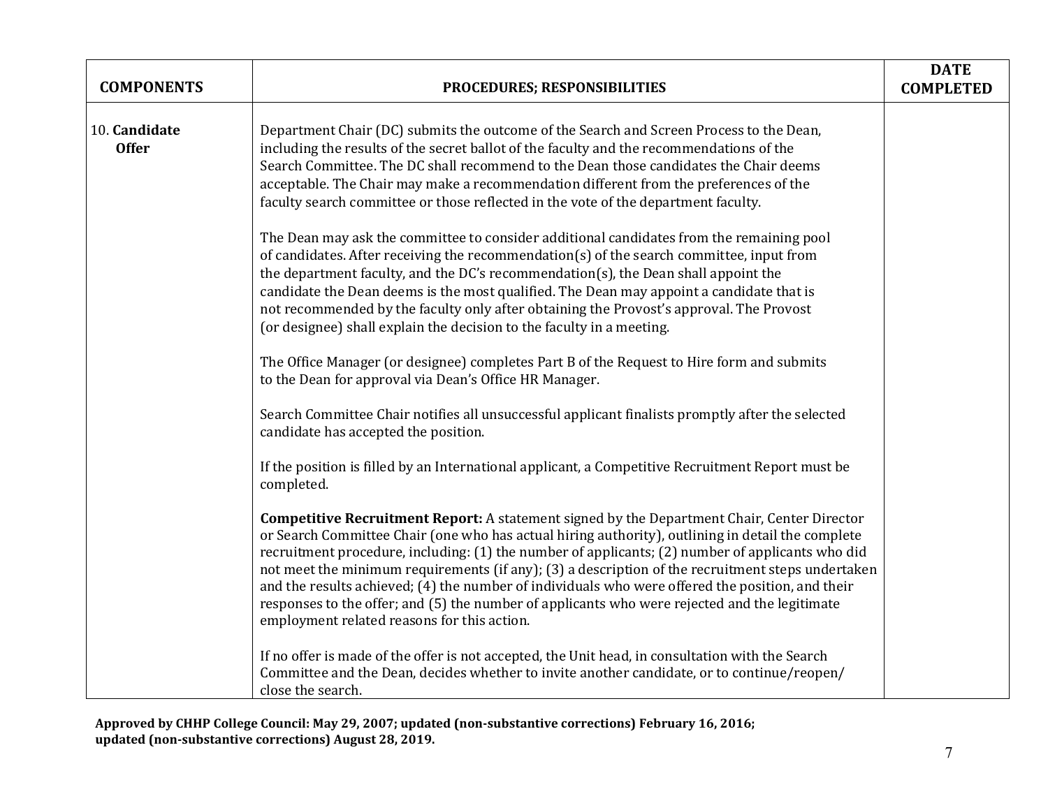| COMPONENTS | PROCEDURES; RESPONSIBILITIES | DATE COMPLETED |
|---|---|---|
| 10. **Candidate Offer** | Department Chair (DC) submits the outcome of the Search and Screen Process to the Dean, including the results of the secret ballot of the faculty and the recommendations of the Search Committee. The DC shall recommend to the Dean those candidates the Chair deems acceptable. The Chair may make a recommendation different from the preferences of the faculty search committee or those reflected in the vote of the department faculty.<br><br>The Dean may ask the committee to consider additional candidates from the remaining pool of candidates. After receiving the recommendation(s) of the search committee, input from the department faculty, and the DC's recommendation(s), the Dean shall appoint the candidate the Dean deems is the most qualified. The Dean may appoint a candidate that is not recommended by the faculty only after obtaining the Provost's approval. The Provost (or designee) shall explain the decision to the faculty in a meeting.<br><br>The Office Manager (or designee) completes Part B of the Request to Hire form and submits to the Dean for approval via Dean's Office HR Manager.<br><br>Search Committee Chair notifies all unsuccessful applicant finalists promptly after the selected candidate has accepted the position.<br><br>If the position is filled by an International applicant, a Competitive Recruitment Report must be completed.<br><br>**Competitive Recruitment Report:** A statement signed by the Department Chair, Center Director or Search Committee Chair (one who has actual hiring authority), outlining in detail the complete recruitment procedure, including: (1) the number of applicants; (2) number of applicants who did not meet the minimum requirements (if any); (3) a description of the recruitment steps undertaken and the results achieved; (4) the number of individuals who were offered the position, and their responses to the offer; and (5) the number of applicants who were rejected and the legitimate employment related reasons for this action.<br><br>If no offer is made of the offer is not accepted, the Unit head, in consultation with the Search Committee and the Dean, decides whether to invite another candidate, or to continue/reopen/ close the search. | |

**Approved by CHHP College Council: May 29, 2007; updated (non-substantive corrections) February 16, 2016; updated (non-substantive corrections) August 28, 2019.**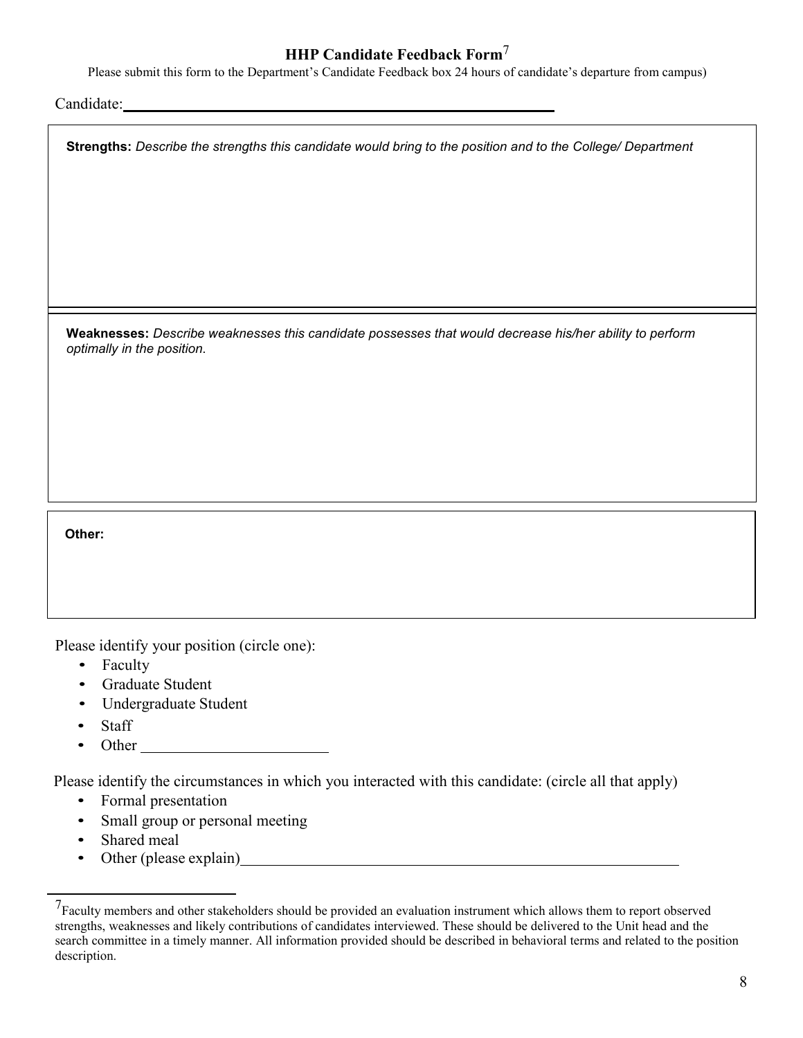## HHP Candidate Feedback Form[7]

Please submit this form to the Department's Candidate Feedback box 24 hours of candidate's departure from campus)

Candidate: ____________________________________________

**Strengths:** *Describe the strengths this candidate would bring to the position and to the College/ Department*

**Weaknesses:** *Describe weaknesses this candidate possesses that would decrease his/her ability to perform optimally in the position.*

**Other:**

Please identify your position (circle one):

- Faculty
- Graduate Student
- Undergraduate Student
- Staff
- Other ________________________

Please identify the circumstances in which you interacted with this candidate: (circle all that apply)

- Formal presentation
- Small group or personal meeting
- Shared meal
- Other (please explain)________________________________________________

[7]Faculty members and other stakeholders should be provided an evaluation instrument which allows them to report observed strengths, weaknesses and likely contributions of candidates interviewed. These should be delivered to the Unit head and the search committee in a timely manner. All information provided should be described in behavioral terms and related to the position description.